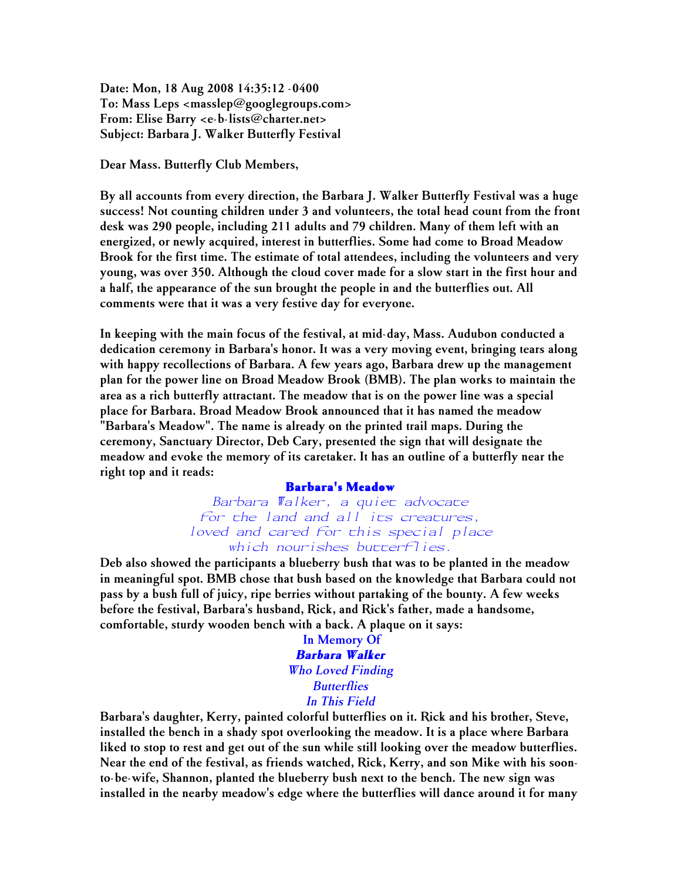**Date: Mon, 18 Aug 2008 14:35:12 -0400**
**To: Mass Leps <masslep@googlegroups.com>**
**From: Elise Barry <e-b-lists@charter.net>**
**Subject: Barbara J. Walker Butterfly Festival**

**Dear Mass. Butterfly Club Members,**

**By all accounts from every direction, the Barbara J. Walker Butterfly Festival was a huge success! Not counting children under 3 and volunteers, the total head count from the front desk was 290 people, including 211 adults and 79 children. Many of them left with an energized, or newly acquired, interest in butterflies. Some had come to Broad Meadow Brook for the first time. The estimate of total attendees, including the volunteers and very young, was over 350. Although the cloud cover made for a slow start in the first hour and a half, the appearance of the sun brought the people in and the butterflies out. All comments were that it was a very festive day for everyone.**

**In keeping with the main focus of the festival, at mid-day, Mass. Audubon conducted a dedication ceremony in Barbara's honor. It was a very moving event, bringing tears along with happy recollections of Barbara. A few years ago, Barbara drew up the management plan for the power line on Broad Meadow Brook (BMB). The plan works to maintain the area as a rich butterfly attractant. The meadow that is on the power line was a special place for Barbara. Broad Meadow Brook announced that it has named the meadow "Barbara's Meadow". The name is already on the printed trail maps. During the ceremony, Sanctuary Director, Deb Cary, presented the sign that will designate the meadow and evoke the memory of its caretaker. It has an outline of a butterfly near the right top and it reads:**

**Barbara's Meadow**
*Barbara Walker, a quiet advocate*
*for the land and all its creatures,*
*loved and cared for this special place*
*which nourishes butterflies.*

**Deb also showed the participants a blueberry bush that was to be planted in the meadow in meaningful spot. BMB chose that bush based on the knowledge that Barbara could not pass by a bush full of juicy, ripe berries without partaking of the bounty. A few weeks before the festival, Barbara's husband, Rick, and Rick's father, made a handsome, comfortable, sturdy wooden bench with a back. A plaque on it says:**

**In Memory Of**
***Barbara Walker***
*Who Loved Finding*
*Butterflies*
*In This Field*

**Barbara's daughter, Kerry, painted colorful butterflies on it. Rick and his brother, Steve, installed the bench in a shady spot overlooking the meadow. It is a place where Barbara liked to stop to rest and get out of the sun while still looking over the meadow butterflies. Near the end of the festival, as friends watched, Rick, Kerry, and son Mike with his soon-to-be-wife, Shannon, planted the blueberry bush next to the bench. The new sign was installed in the nearby meadow's edge where the butterflies will dance around it for many**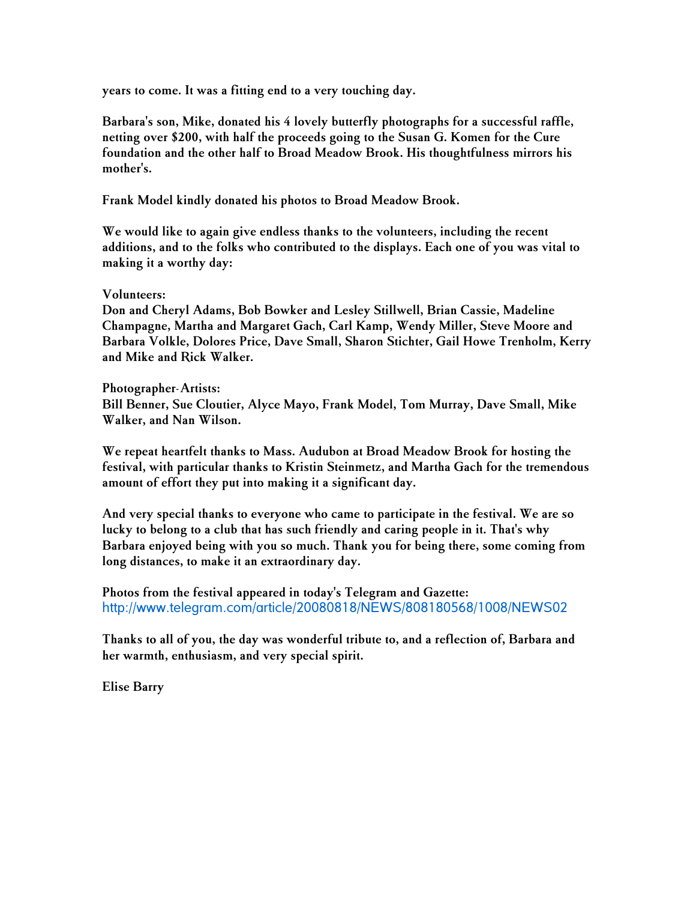**years to come. It was a fitting end to a very touching day.**

**Barbara's son, Mike, donated his 4 lovely butterfly photographs for a successful raffle, netting over $200, with half the proceeds going to the Susan G. Komen for the Cure foundation and the other half to Broad Meadow Brook. His thoughtfulness mirrors his mother's.**

**Frank Model kindly donated his photos to Broad Meadow Brook.**

**We would like to again give endless thanks to the volunteers, including the recent additions, and to the folks who contributed to the displays. Each one of you was vital to making it a worthy day:**

**Volunteers:**
**Don and Cheryl Adams, Bob Bowker and Lesley Stillwell, Brian Cassie, Madeline Champagne, Martha and Margaret Gach, Carl Kamp, Wendy Miller, Steve Moore and Barbara Volkle, Dolores Price, Dave Small, Sharon Stichter, Gail Howe Trenholm, Kerry and Mike and Rick Walker.**

**Photographer-Artists:**
**Bill Benner, Sue Cloutier, Alyce Mayo, Frank Model, Tom Murray, Dave Small, Mike Walker, and Nan Wilson.**

**We repeat heartfelt thanks to Mass. Audubon at Broad Meadow Brook for hosting the festival, with particular thanks to Kristin Steinmetz, and Martha Gach for the tremendous amount of effort they put into making it a significant day.**

**And very special thanks to everyone who came to participate in the festival. We are so lucky to belong to a club that has such friendly and caring people in it. That's why Barbara enjoyed being with you so much. Thank you for being there, some coming from long distances, to make it an extraordinary day.**

**Photos from the festival appeared in today's Telegram and Gazette:**
http://www.telegram.com/article/20080818/NEWS/808180568/1008/NEWS02

**Thanks to all of you, the day was wonderful tribute to, and a reflection of, Barbara and her warmth, enthusiasm, and very special spirit.**

**Elise Barry**